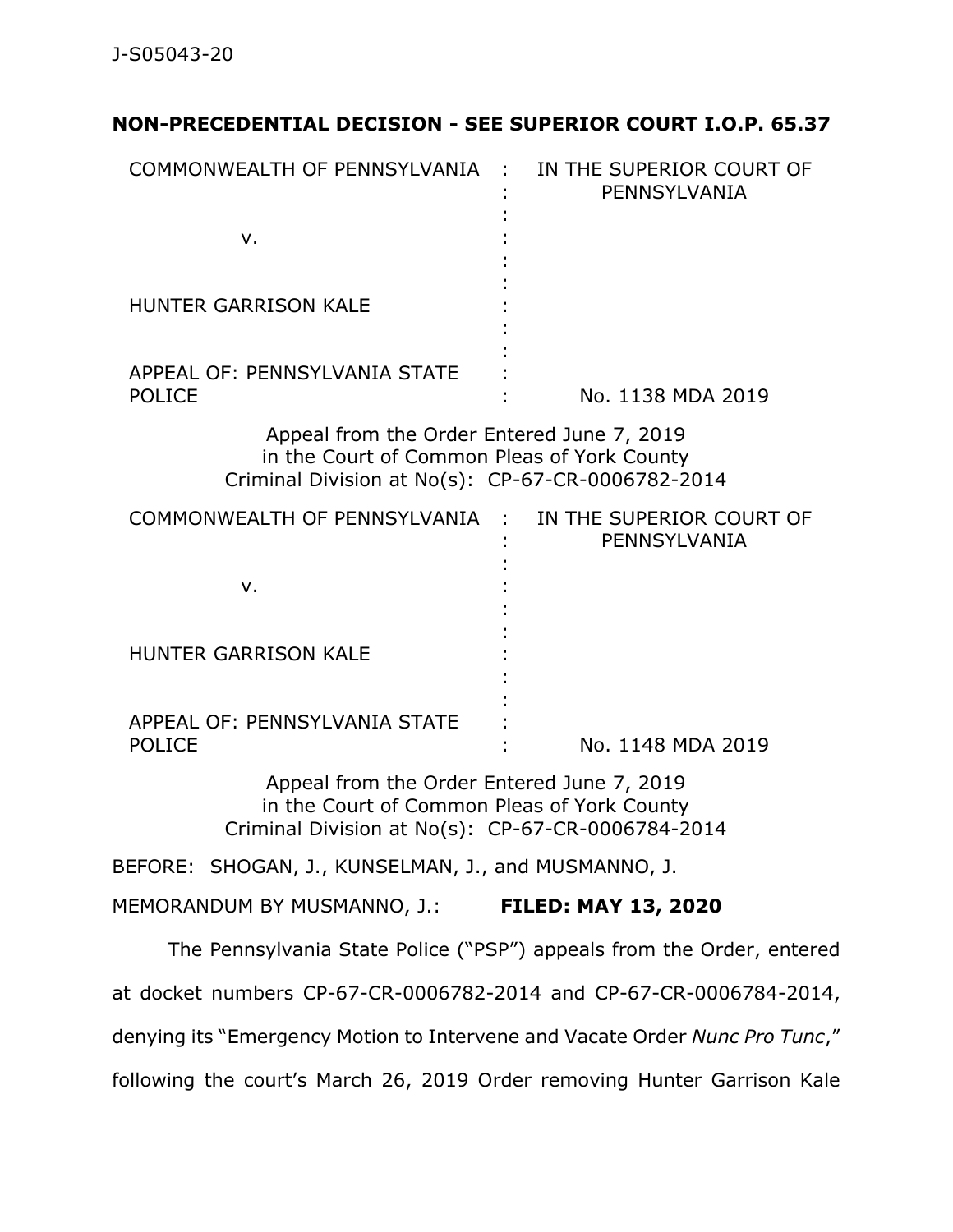J-S05043-20

**NON-PRECEDENTIAL DECISION - SEE SUPERIOR COURT I.O.P. 65.37**

| | | |
|---|---|---|
| COMMONWEALTH OF PENNSYLVANIA | : | IN THE SUPERIOR COURT OF PENNSYLVANIA |
| v. | : | |
| HUNTER GARRISON KALE | : | |
| APPEAL OF: PENNSYLVANIA STATE POLICE | : | No. 1138 MDA 2019 |

Appeal from the Order Entered June 7, 2019
in the Court of Common Pleas of York County
Criminal Division at No(s): CP-67-CR-0006782-2014

| | | |
|---|---|---|
| COMMONWEALTH OF PENNSYLVANIA | : | IN THE SUPERIOR COURT OF PENNSYLVANIA |
| v. | : | |
| HUNTER GARRISON KALE | : | |
| APPEAL OF: PENNSYLVANIA STATE POLICE | : | No. 1148 MDA 2019 |

Appeal from the Order Entered June 7, 2019
in the Court of Common Pleas of York County
Criminal Division at No(s): CP-67-CR-0006784-2014

BEFORE: SHOGAN, J., KUNSELMAN, J., and MUSMANNO, J.

MEMORANDUM BY MUSMANNO, J.: **FILED: MAY 13, 2020**

The Pennsylvania State Police ("PSP") appeals from the Order, entered at docket numbers CP-67-CR-0006782-2014 and CP-67-CR-0006784-2014, denying its "Emergency Motion to Intervene and Vacate Order *Nunc Pro Tunc*," following the court's March 26, 2019 Order removing Hunter Garrison Kale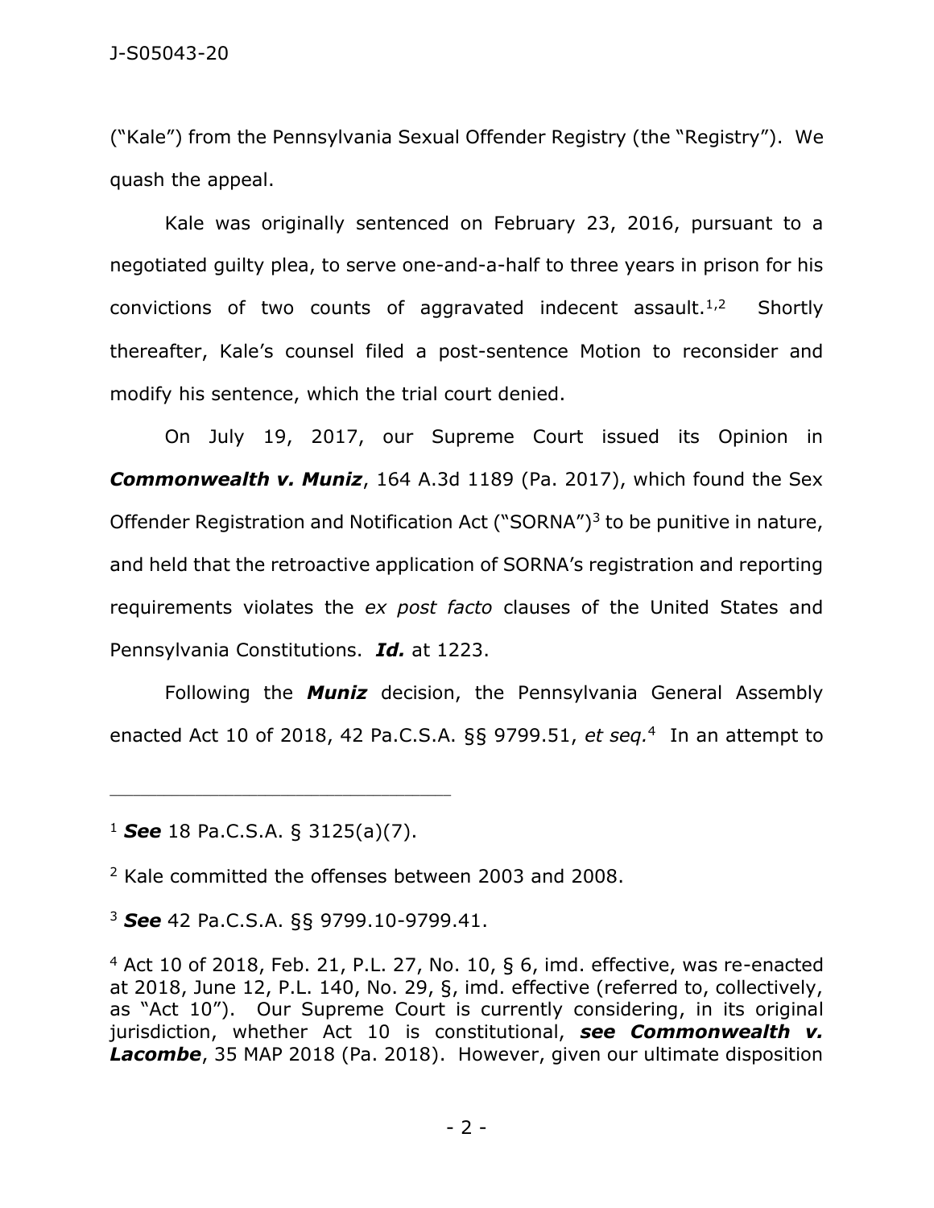("Kale") from the Pennsylvania Sexual Offender Registry (the "Registry"). We quash the appeal.

Kale was originally sentenced on February 23, 2016, pursuant to a negotiated guilty plea, to serve one-and-a-half to three years in prison for his convictions of two counts of aggravated indecent assault.[1,2] Shortly thereafter, Kale's counsel filed a post-sentence Motion to reconsider and modify his sentence, which the trial court denied.

On July 19, 2017, our Supreme Court issued its Opinion in ***Commonwealth v. Muniz***, 164 A.3d 1189 (Pa. 2017), which found the Sex Offender Registration and Notification Act ("SORNA")[3] to be punitive in nature, and held that the retroactive application of SORNA's registration and reporting requirements violates the *ex post facto* clauses of the United States and Pennsylvania Constitutions. ***Id.*** at 1223.

Following the ***Muniz*** decision, the Pennsylvania General Assembly enacted Act 10 of 2018, 42 Pa.C.S.A. §§ 9799.51, *et seq.*[4] In an attempt to

---

[1] ***See*** 18 Pa.C.S.A. § 3125(a)(7).

[2] Kale committed the offenses between 2003 and 2008.

[3] ***See*** 42 Pa.C.S.A. §§ 9799.10-9799.41.

[4] Act 10 of 2018, Feb. 21, P.L. 27, No. 10, § 6, imd. effective, was re-enacted at 2018, June 12, P.L. 140, No. 29, §, imd. effective (referred to, collectively, as "Act 10"). Our Supreme Court is currently considering, in its original jurisdiction, whether Act 10 is constitutional, ***see Commonwealth v. Lacombe***, 35 MAP 2018 (Pa. 2018). However, given our ultimate disposition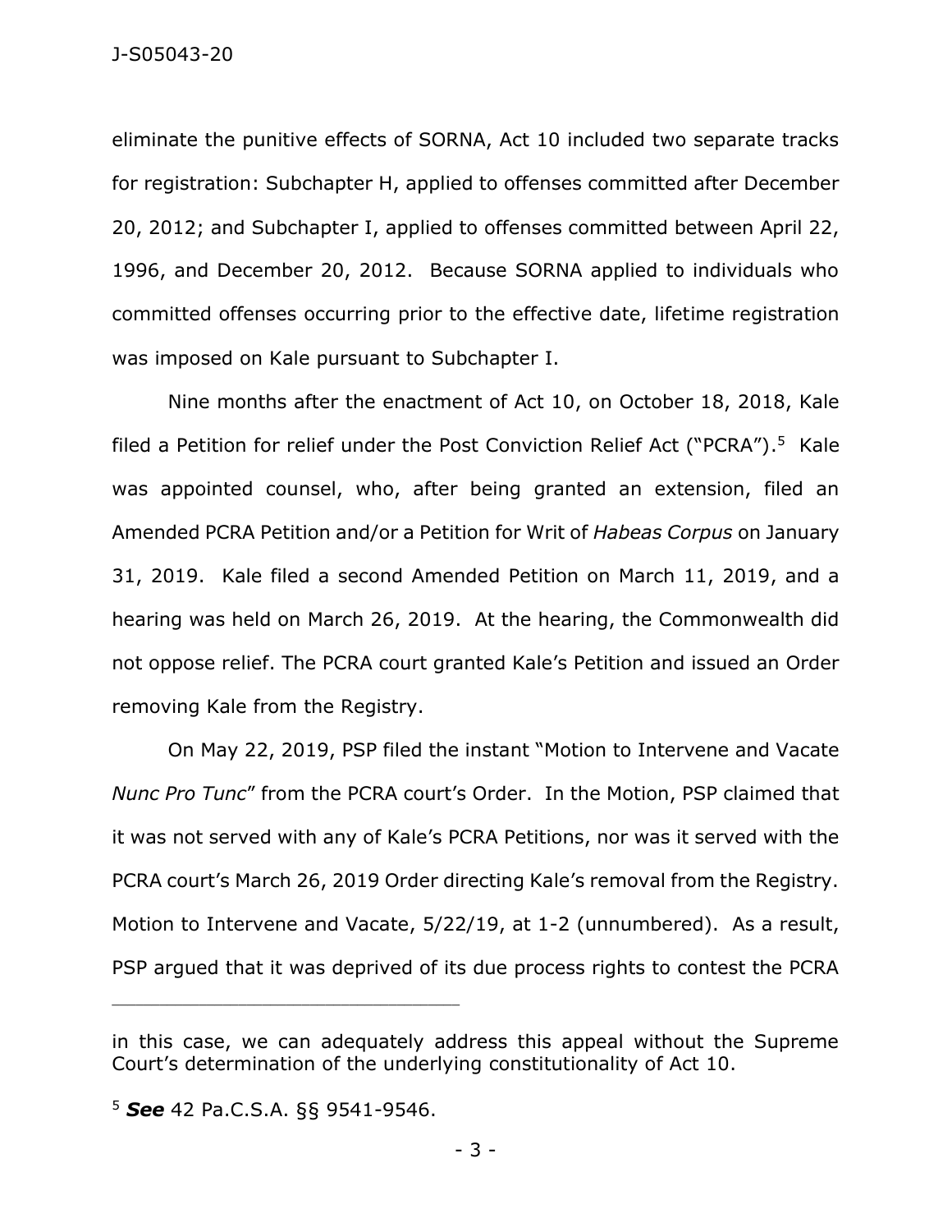eliminate the punitive effects of SORNA, Act 10 included two separate tracks for registration: Subchapter H, applied to offenses committed after December 20, 2012; and Subchapter I, applied to offenses committed between April 22, 1996, and December 20, 2012. Because SORNA applied to individuals who committed offenses occurring prior to the effective date, lifetime registration was imposed on Kale pursuant to Subchapter I.

Nine months after the enactment of Act 10, on October 18, 2018, Kale filed a Petition for relief under the Post Conviction Relief Act ("PCRA").[5] Kale was appointed counsel, who, after being granted an extension, filed an Amended PCRA Petition and/or a Petition for Writ of *Habeas Corpus* on January 31, 2019. Kale filed a second Amended Petition on March 11, 2019, and a hearing was held on March 26, 2019. At the hearing, the Commonwealth did not oppose relief. The PCRA court granted Kale's Petition and issued an Order removing Kale from the Registry.

On May 22, 2019, PSP filed the instant "Motion to Intervene and Vacate *Nunc Pro Tunc*" from the PCRA court's Order. In the Motion, PSP claimed that it was not served with any of Kale's PCRA Petitions, nor was it served with the PCRA court's March 26, 2019 Order directing Kale's removal from the Registry. Motion to Intervene and Vacate, 5/22/19, at 1-2 (unnumbered). As a result, PSP argued that it was deprived of its due process rights to contest the PCRA

---

in this case, we can adequately address this appeal without the Supreme Court's determination of the underlying constitutionality of Act 10.

[5] ***See*** 42 Pa.C.S.A. §§ 9541-9546.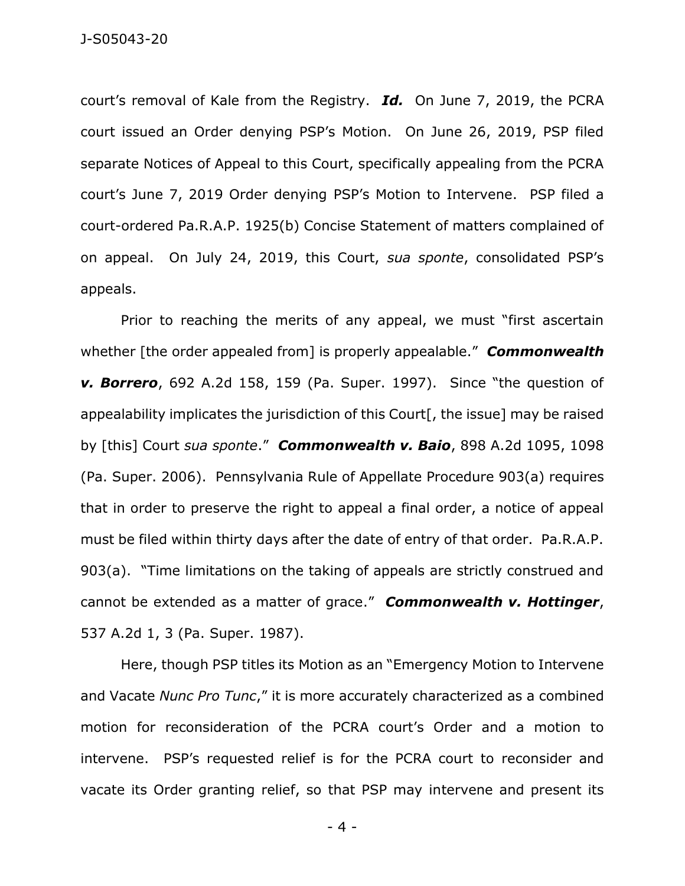court's removal of Kale from the Registry. ***Id.*** On June 7, 2019, the PCRA court issued an Order denying PSP's Motion. On June 26, 2019, PSP filed separate Notices of Appeal to this Court, specifically appealing from the PCRA court's June 7, 2019 Order denying PSP's Motion to Intervene. PSP filed a court-ordered Pa.R.A.P. 1925(b) Concise Statement of matters complained of on appeal. On July 24, 2019, this Court, *sua sponte*, consolidated PSP's appeals.

Prior to reaching the merits of any appeal, we must "first ascertain whether [the order appealed from] is properly appealable." ***Commonwealth v. Borrero***, 692 A.2d 158, 159 (Pa. Super. 1997). Since "the question of appealability implicates the jurisdiction of this Court[, the issue] may be raised by [this] Court *sua sponte*." ***Commonwealth v. Baio***, 898 A.2d 1095, 1098 (Pa. Super. 2006). Pennsylvania Rule of Appellate Procedure 903(a) requires that in order to preserve the right to appeal a final order, a notice of appeal must be filed within thirty days after the date of entry of that order. Pa.R.A.P. 903(a). "Time limitations on the taking of appeals are strictly construed and cannot be extended as a matter of grace." ***Commonwealth v. Hottinger***, 537 A.2d 1, 3 (Pa. Super. 1987).

Here, though PSP titles its Motion as an "Emergency Motion to Intervene and Vacate *Nunc Pro Tunc*," it is more accurately characterized as a combined motion for reconsideration of the PCRA court's Order and a motion to intervene. PSP's requested relief is for the PCRA court to reconsider and vacate its Order granting relief, so that PSP may intervene and present its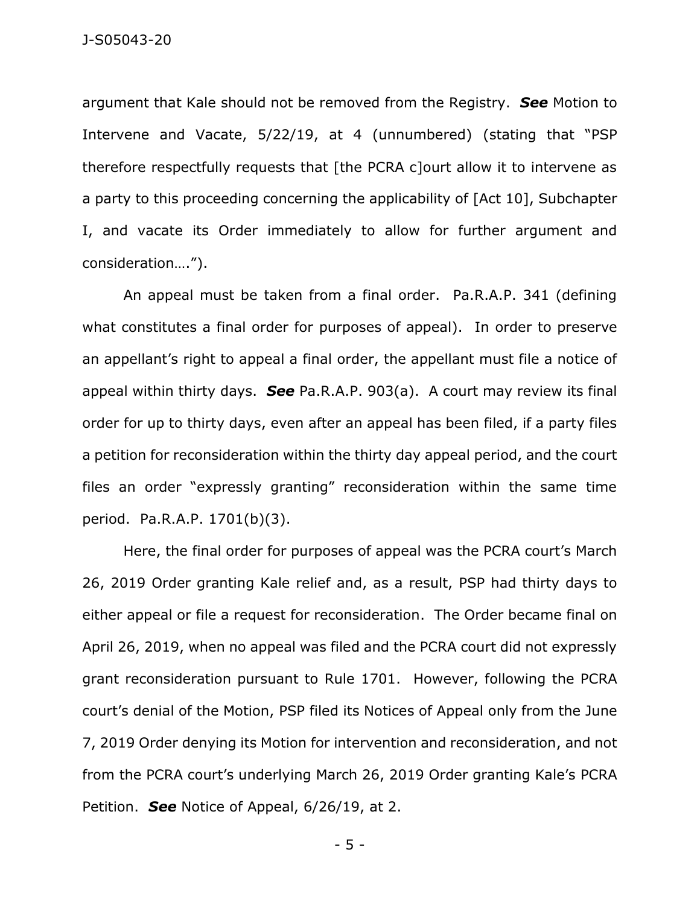argument that Kale should not be removed from the Registry. ***See*** Motion to Intervene and Vacate, 5/22/19, at 4 (unnumbered) (stating that "PSP therefore respectfully requests that [the PCRA c]ourt allow it to intervene as a party to this proceeding concerning the applicability of [Act 10], Subchapter I, and vacate its Order immediately to allow for further argument and consideration….").

An appeal must be taken from a final order. Pa.R.A.P. 341 (defining what constitutes a final order for purposes of appeal). In order to preserve an appellant's right to appeal a final order, the appellant must file a notice of appeal within thirty days. ***See*** Pa.R.A.P. 903(a). A court may review its final order for up to thirty days, even after an appeal has been filed, if a party files a petition for reconsideration within the thirty day appeal period, and the court files an order "expressly granting" reconsideration within the same time period. Pa.R.A.P. 1701(b)(3).

Here, the final order for purposes of appeal was the PCRA court's March 26, 2019 Order granting Kale relief and, as a result, PSP had thirty days to either appeal or file a request for reconsideration. The Order became final on April 26, 2019, when no appeal was filed and the PCRA court did not expressly grant reconsideration pursuant to Rule 1701. However, following the PCRA court's denial of the Motion, PSP filed its Notices of Appeal only from the June 7, 2019 Order denying its Motion for intervention and reconsideration, and not from the PCRA court's underlying March 26, 2019 Order granting Kale's PCRA Petition. ***See*** Notice of Appeal, 6/26/19, at 2.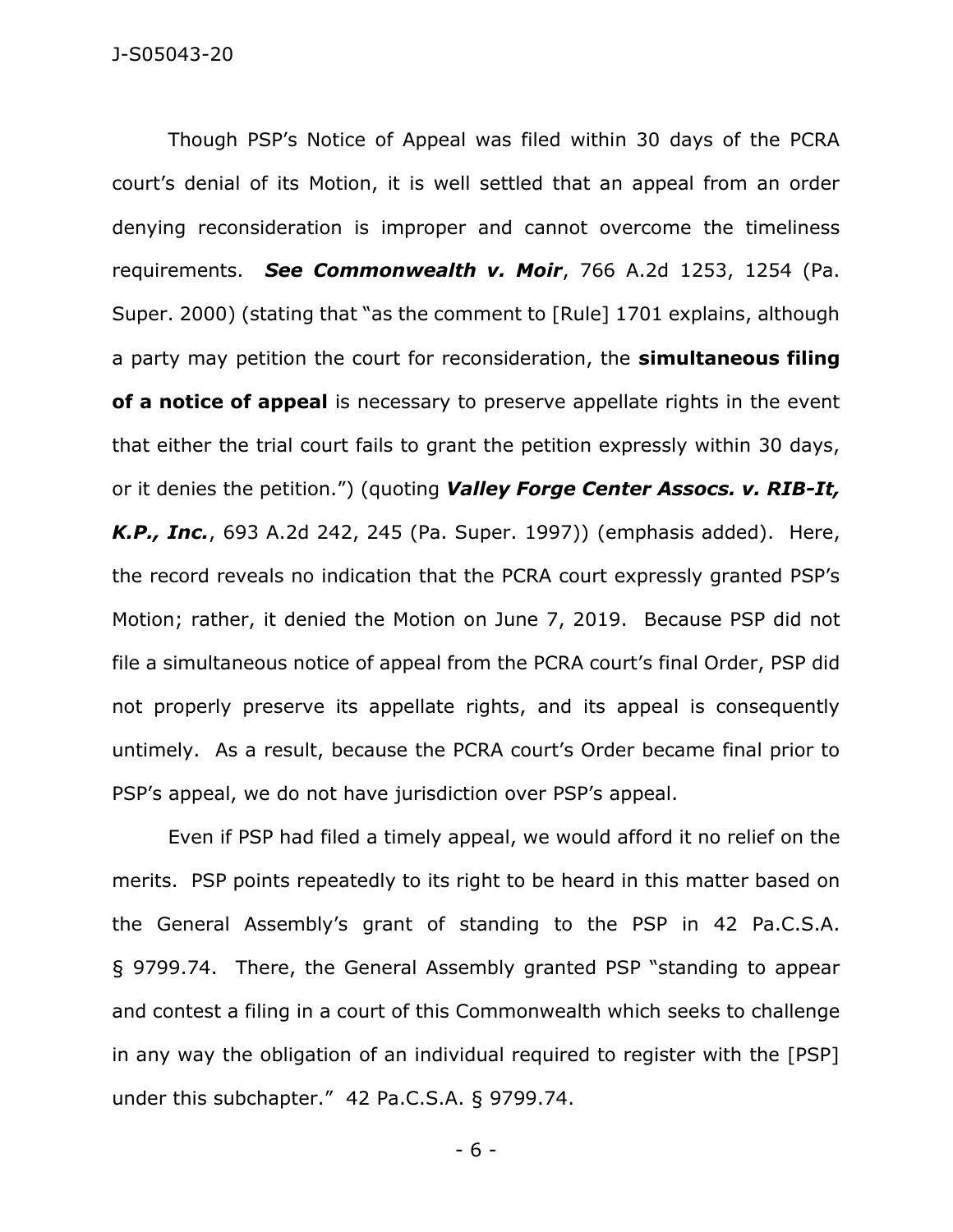Though PSP's Notice of Appeal was filed within 30 days of the PCRA court's denial of its Motion, it is well settled that an appeal from an order denying reconsideration is improper and cannot overcome the timeliness requirements. ***See Commonwealth v. Moir***, 766 A.2d 1253, 1254 (Pa. Super. 2000) (stating that "as the comment to [Rule] 1701 explains, although a party may petition the court for reconsideration, the **simultaneous filing of a notice of appeal** is necessary to preserve appellate rights in the event that either the trial court fails to grant the petition expressly within 30 days, or it denies the petition.") (quoting ***Valley Forge Center Assocs. v. RIB-It, K.P., Inc.***, 693 A.2d 242, 245 (Pa. Super. 1997)) (emphasis added). Here, the record reveals no indication that the PCRA court expressly granted PSP's Motion; rather, it denied the Motion on June 7, 2019. Because PSP did not file a simultaneous notice of appeal from the PCRA court's final Order, PSP did not properly preserve its appellate rights, and its appeal is consequently untimely. As a result, because the PCRA court's Order became final prior to PSP's appeal, we do not have jurisdiction over PSP's appeal.

Even if PSP had filed a timely appeal, we would afford it no relief on the merits. PSP points repeatedly to its right to be heard in this matter based on the General Assembly's grant of standing to the PSP in 42 Pa.C.S.A. § 9799.74. There, the General Assembly granted PSP "standing to appear and contest a filing in a court of this Commonwealth which seeks to challenge in any way the obligation of an individual required to register with the [PSP] under this subchapter." 42 Pa.C.S.A. § 9799.74.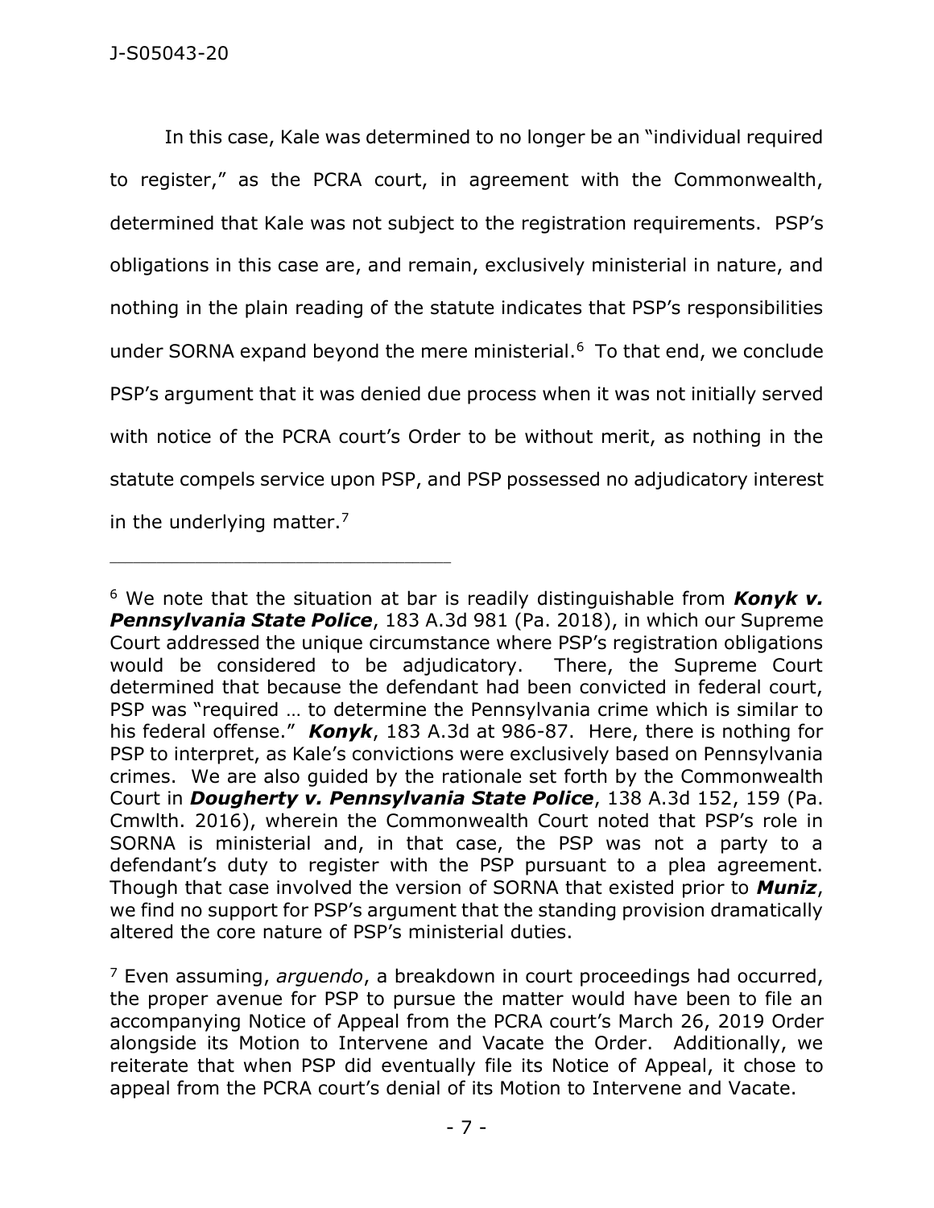In this case, Kale was determined to no longer be an "individual required to register," as the PCRA court, in agreement with the Commonwealth, determined that Kale was not subject to the registration requirements. PSP's obligations in this case are, and remain, exclusively ministerial in nature, and nothing in the plain reading of the statute indicates that PSP's responsibilities under SORNA expand beyond the mere ministerial.[6] To that end, we conclude PSP's argument that it was denied due process when it was not initially served with notice of the PCRA court's Order to be without merit, as nothing in the statute compels service upon PSP, and PSP possessed no adjudicatory interest in the underlying matter.[7]

---

[6] We note that the situation at bar is readily distinguishable from ***Konyk v. Pennsylvania State Police***, 183 A.3d 981 (Pa. 2018), in which our Supreme Court addressed the unique circumstance where PSP's registration obligations would be considered to be adjudicatory. There, the Supreme Court determined that because the defendant had been convicted in federal court, PSP was "required … to determine the Pennsylvania crime which is similar to his federal offense." ***Konyk***, 183 A.3d at 986-87. Here, there is nothing for PSP to interpret, as Kale's convictions were exclusively based on Pennsylvania crimes. We are also guided by the rationale set forth by the Commonwealth Court in ***Dougherty v. Pennsylvania State Police***, 138 A.3d 152, 159 (Pa. Cmwlth. 2016), wherein the Commonwealth Court noted that PSP's role in SORNA is ministerial and, in that case, the PSP was not a party to a defendant's duty to register with the PSP pursuant to a plea agreement. Though that case involved the version of SORNA that existed prior to ***Muniz***, we find no support for PSP's argument that the standing provision dramatically altered the core nature of PSP's ministerial duties.

[7] Even assuming, *arguendo*, a breakdown in court proceedings had occurred, the proper avenue for PSP to pursue the matter would have been to file an accompanying Notice of Appeal from the PCRA court's March 26, 2019 Order alongside its Motion to Intervene and Vacate the Order. Additionally, we reiterate that when PSP did eventually file its Notice of Appeal, it chose to appeal from the PCRA court's denial of its Motion to Intervene and Vacate.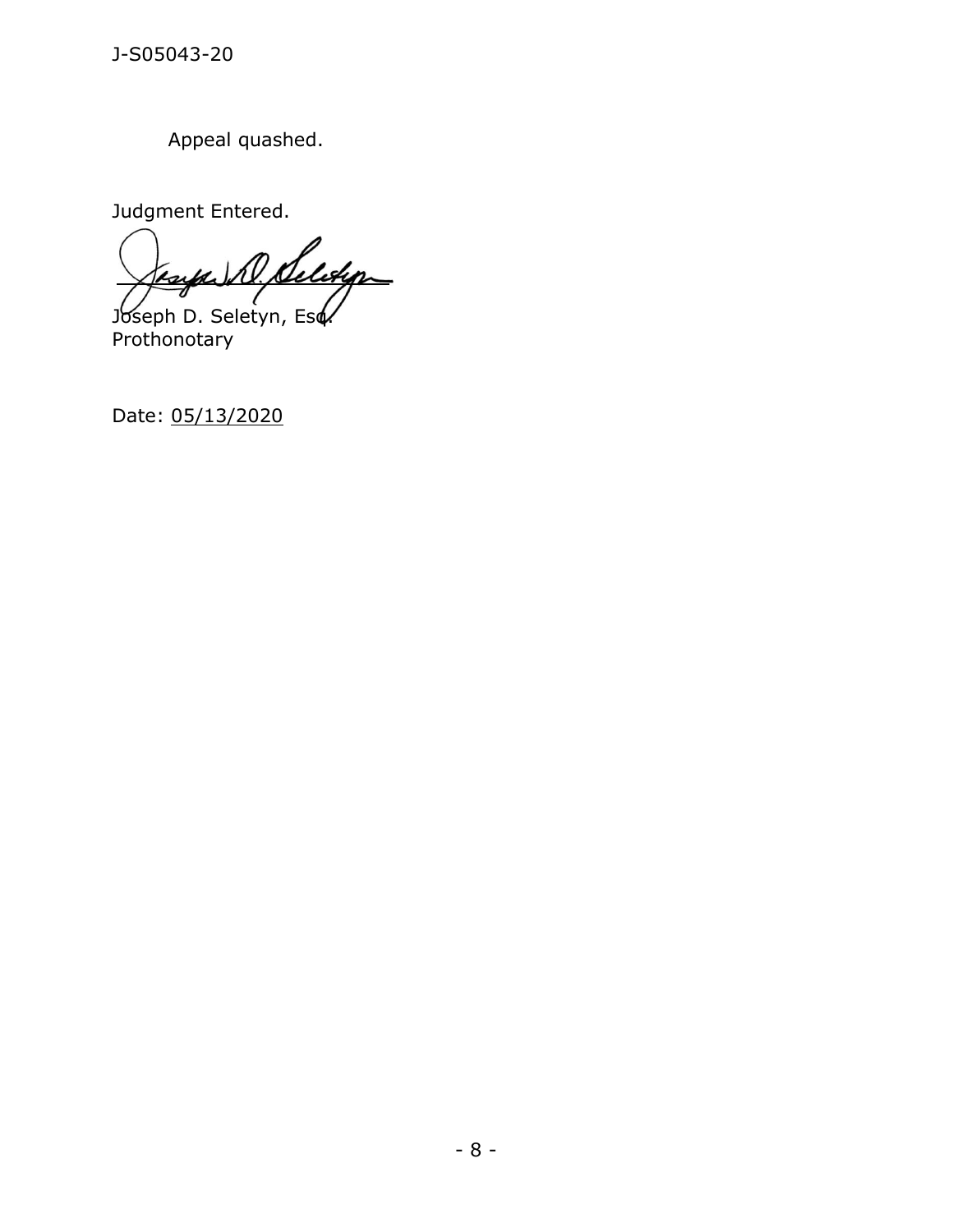Appeal quashed.

Judgment Entered.

Joseph D. Seletyn, Esq.
Prothonotary

Date: 05/13/2020